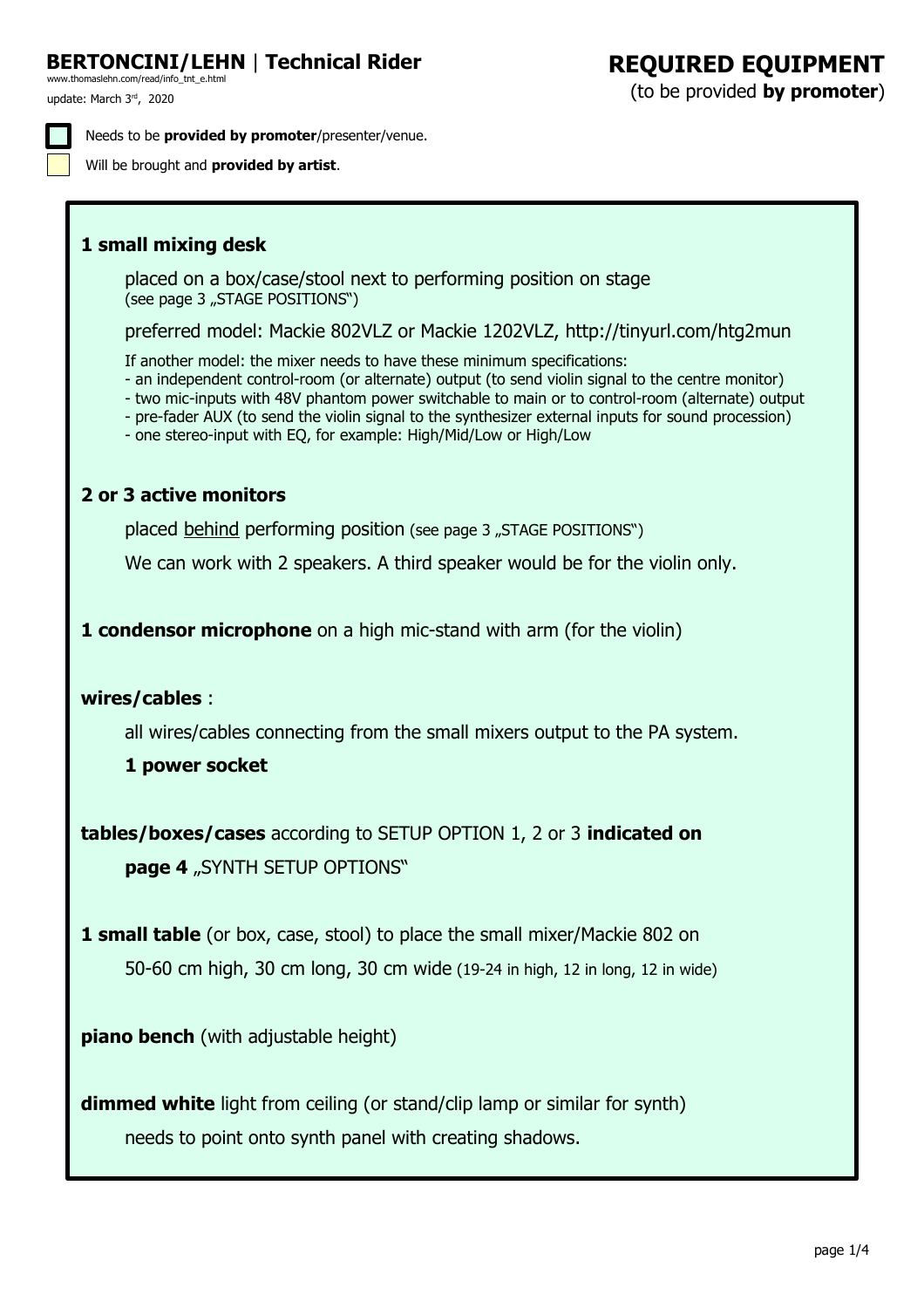# BERTONCINI/LEHN | Technical Rider

www.thomaslehn.com/read/info_tnt_e.html

update: March 3rd, 2020

## REQUIRED EQUIPMENT

(to be provided **by promoter**)

Needs to be **provided by promoter**/presenter/venue.

Will be brought and **provided by artist**.

**1 small mixing desk**

placed on a box/case/stool next to performing position on stage
(see page 3 „STAGE POSITIONS")

preferred model: Mackie 802VLZ or Mackie 1202VLZ, http://tinyurl.com/htg2mun

If another model: the mixer needs to have these minimum specifications:
- an independent control-room (or alternate) output (to send violin signal to the centre monitor)
- two mic-inputs with 48V phantom power switchable to main or to control-room (alternate) output
- pre-fader AUX (to send the violin signal to the synthesizer external inputs for sound procession)
- one stereo-input with EQ, for example: High/Mid/Low or High/Low

**2 or 3 active monitors**

placed behind performing position (see page 3 „STAGE POSITIONS")

We can work with 2 speakers. A third speaker would be for the violin only.

**1 condensor microphone** on a high mic-stand with arm (for the violin)

**wires/cables** :

all wires/cables connecting from the small mixers output to the PA system.

**1 power socket**

**tables/boxes/cases** according to SETUP OPTION 1, 2 or 3 **indicated on page 4** „SYNTH SETUP OPTIONS"

**1 small table** (or box, case, stool) to place the small mixer/Mackie 802 on
50-60 cm high, 30 cm long, 30 cm wide (19-24 in high, 12 in long, 12 in wide)

**piano bench** (with adjustable height)

**dimmed white** light from ceiling (or stand/clip lamp or similar for synth)
needs to point onto synth panel with creating shadows.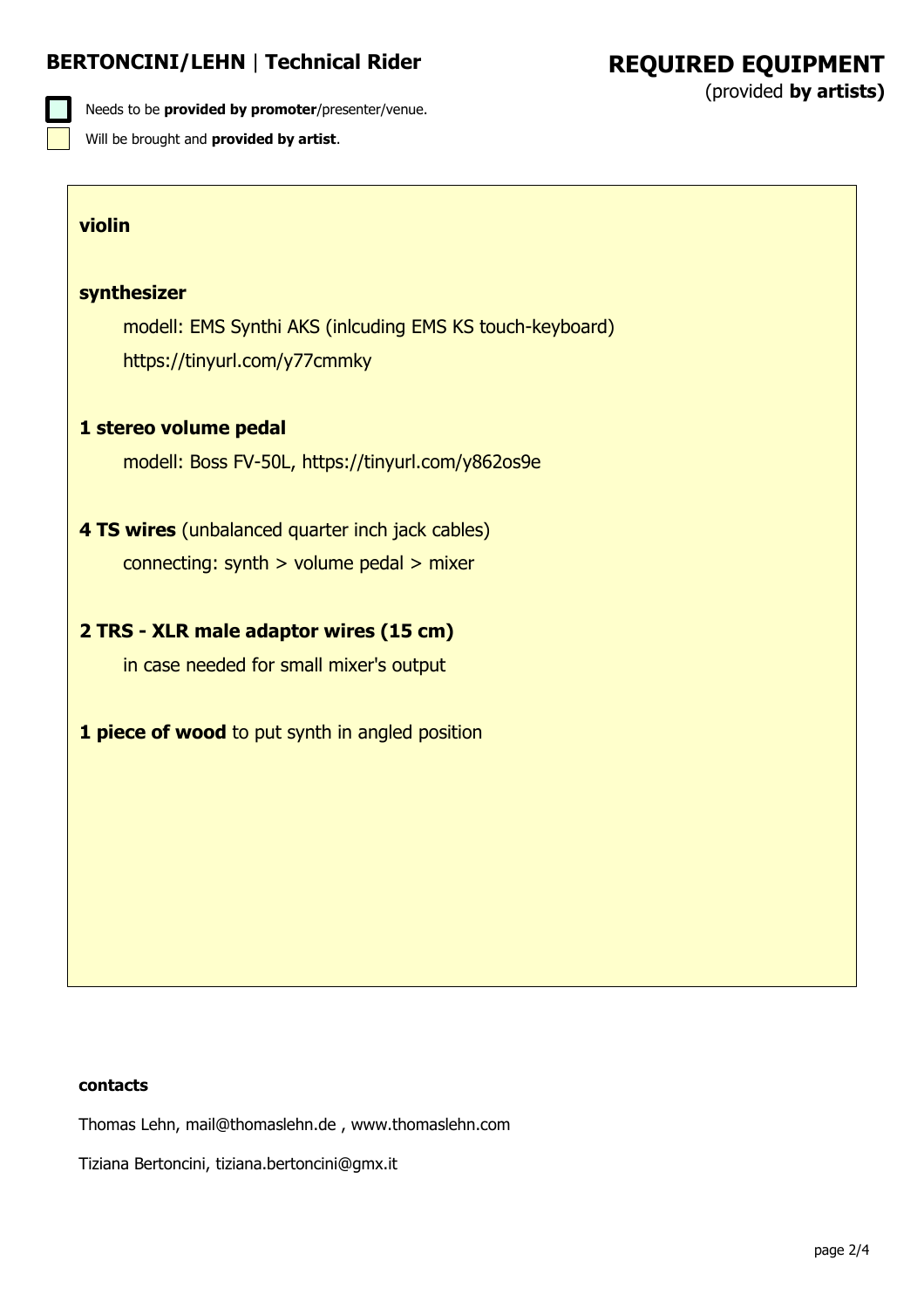## BERTONCINI/LEHN | Technical Rider

# REQUIRED EQUIPMENT

(provided **by artists)**

Needs to be **provided by promoter**/presenter/venue.

Will be brought and **provided by artist**.

**violin**

**synthesizer**

modell: EMS Synthi AKS (inlcuding EMS KS touch-keyboard)
https://tinyurl.com/y77cmmky

**1 stereo volume pedal**

modell: Boss FV-50L, https://tinyurl.com/y862os9e

**4 TS wires** (unbalanced quarter inch jack cables)

connecting: synth > volume pedal > mixer

**2 TRS - XLR male adaptor wires (15 cm)**

in case needed for small mixer's output

**1 piece of wood** to put synth in angled position

**contacts**

Thomas Lehn, mail@thomaslehn.de , www.thomaslehn.com

Tiziana Bertoncini, tiziana.bertoncini@gmx.it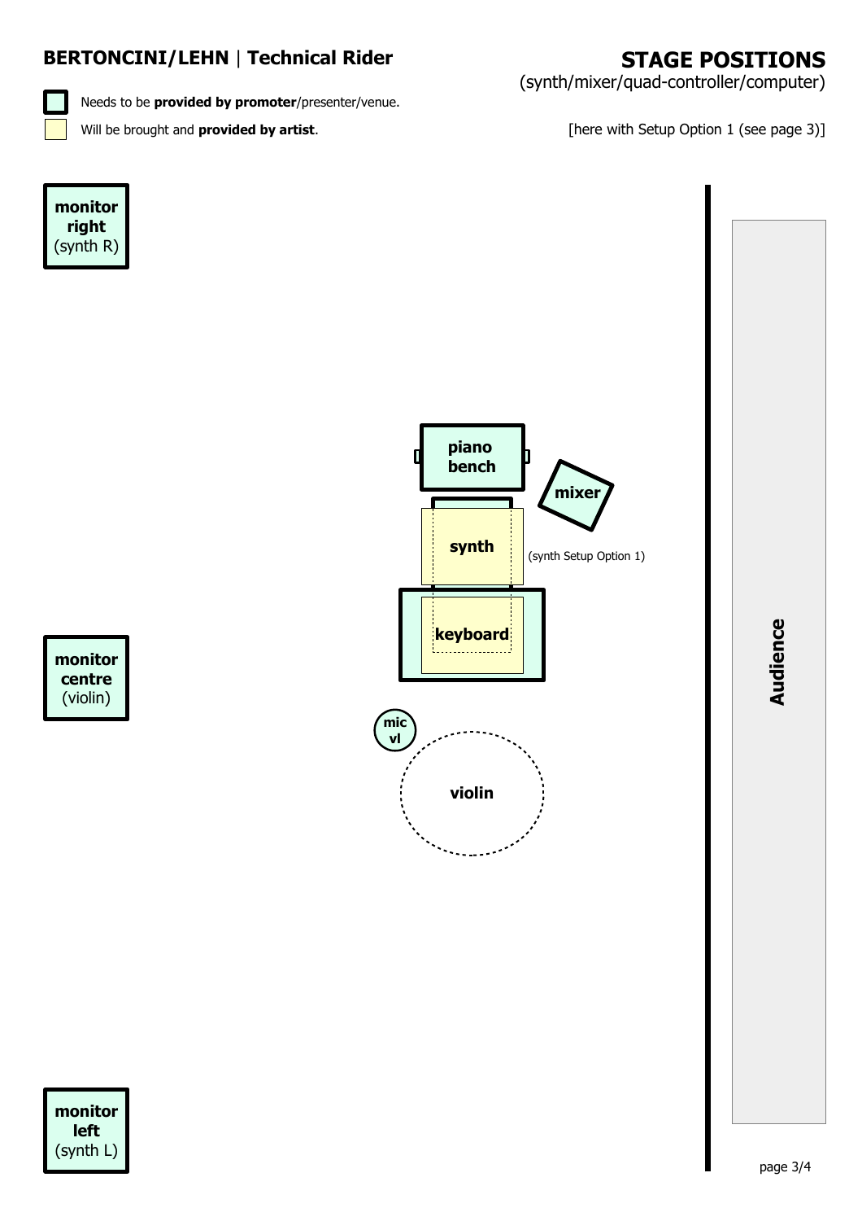## BERTONCINI/LEHN | Technical Rider

# STAGE POSITIONS

(synth/mixer/quad-controller/computer)

[here with Setup Option 1 (see page 3)]

- Needs to be **provided by promoter**/presenter/venue.
- Will be brought and **provided by artist**.

**monitor right** (synth R)

**piano bench**

**mixer**

**synth**

(synth Setup Option 1)

**keyboard**

**monitor centre** (violin)

**mic vl**

**violin**

**Audience**

**monitor left** (synth L)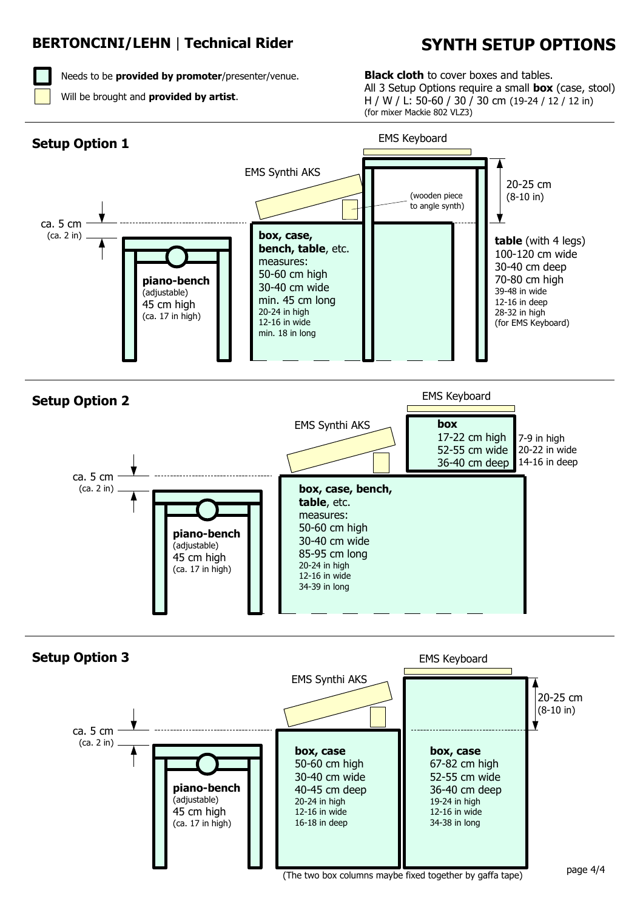## BERTONCINI/LEHN | Technical Rider

# SYNTH SETUP OPTIONS

Needs to be **provided by promoter**/presenter/venue.

Will be brought and **provided by artist**.

**Black cloth** to cover boxes and tables.
All 3 Setup Options require a small **box** (case, stool)
H / W / L: 50-60 / 30 / 30 cm (19-24 / 12 / 12 in)
(for mixer Mackie 802 VLZ3)

## Setup Option 1

EMS Keyboard

EMS Synthi AKS

(wooden piece to angle synth)

20-25 cm
(8-10 in)

ca. 5 cm
(ca. 2 in)

**piano-bench**
(adjustable)
45 cm high
(ca. 17 in high)

**box, case, bench, table**, etc.
measures:
50-60 cm high
30-40 cm wide
min. 45 cm long
20-24 in high
12-16 in wide
min. 18 in long

**table** (with 4 legs)
100-120 cm wide
30-40 cm deep
70-80 cm high
39-48 in wide
12-16 in deep
28-32 in high
(for EMS Keyboard)

## Setup Option 2

EMS Keyboard

EMS Synthi AKS

**box**
17-22 cm high
52-55 cm wide
36-40 cm deep
7-9 in high
20-22 in wide
14-16 in deep

ca. 5 cm
(ca. 2 in)

**piano-bench**
(adjustable)
45 cm high
(ca. 17 in high)

**box, case, bench, table**, etc.
measures:
50-60 cm high
30-40 cm wide
85-95 cm long
20-24 in high
12-16 in wide
34-39 in long

## Setup Option 3

EMS Keyboard

EMS Synthi AKS

20-25 cm
(8-10 in)

ca. 5 cm
(ca. 2 in)

**piano-bench**
(adjustable)
45 cm high
(ca. 17 in high)

**box, case**
50-60 cm high
30-40 cm wide
40-45 cm deep
20-24 in high
12-16 in wide
16-18 in deep

**box, case**
67-82 cm high
52-55 cm wide
36-40 cm deep
19-24 in high
12-16 in wide
34-38 in long

(The two box columns maybe fixed together by gaffa tape)